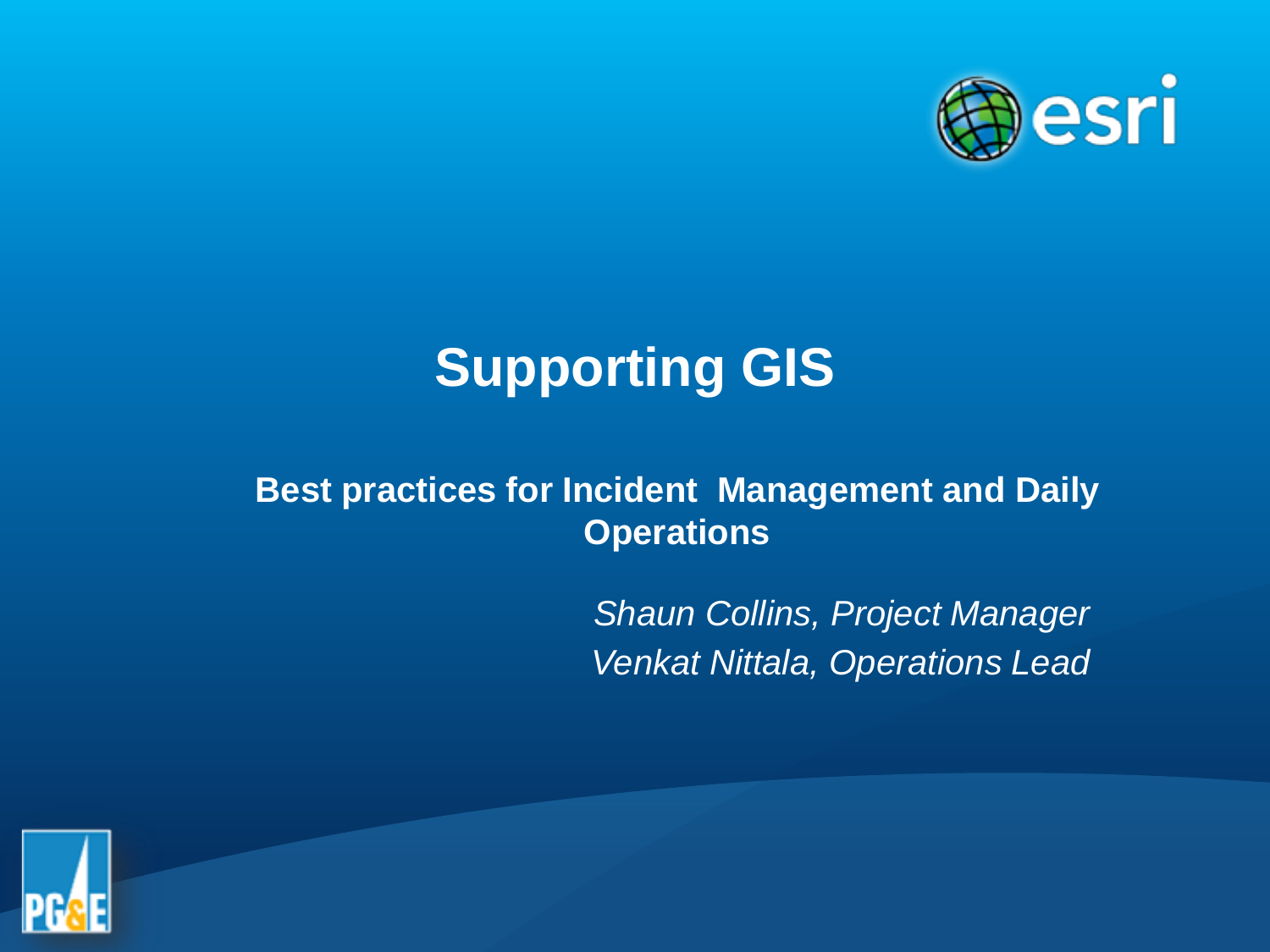# Supporting GIS

**Best practices for Incident Management and Daily Operations**

*Shaun Collins, Project Manager*
*Venkat Nittala, Operations Lead*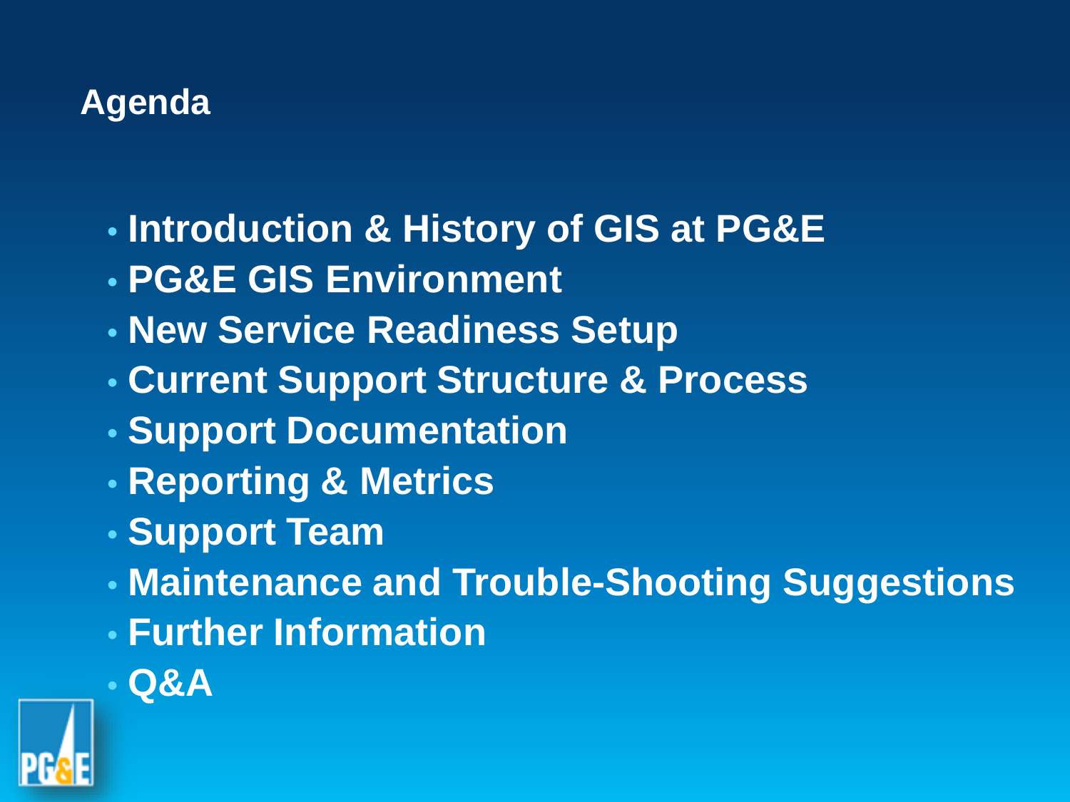# Agenda

- **Introduction & History of GIS at PG&E**
- **PG&E GIS Environment**
- **New Service Readiness Setup**
- **Current Support Structure & Process**
- **Support Documentation**
- **Reporting & Metrics**
- **Support Team**
- **Maintenance and Trouble-Shooting Suggestions**
- **Further Information**
- **Q&A**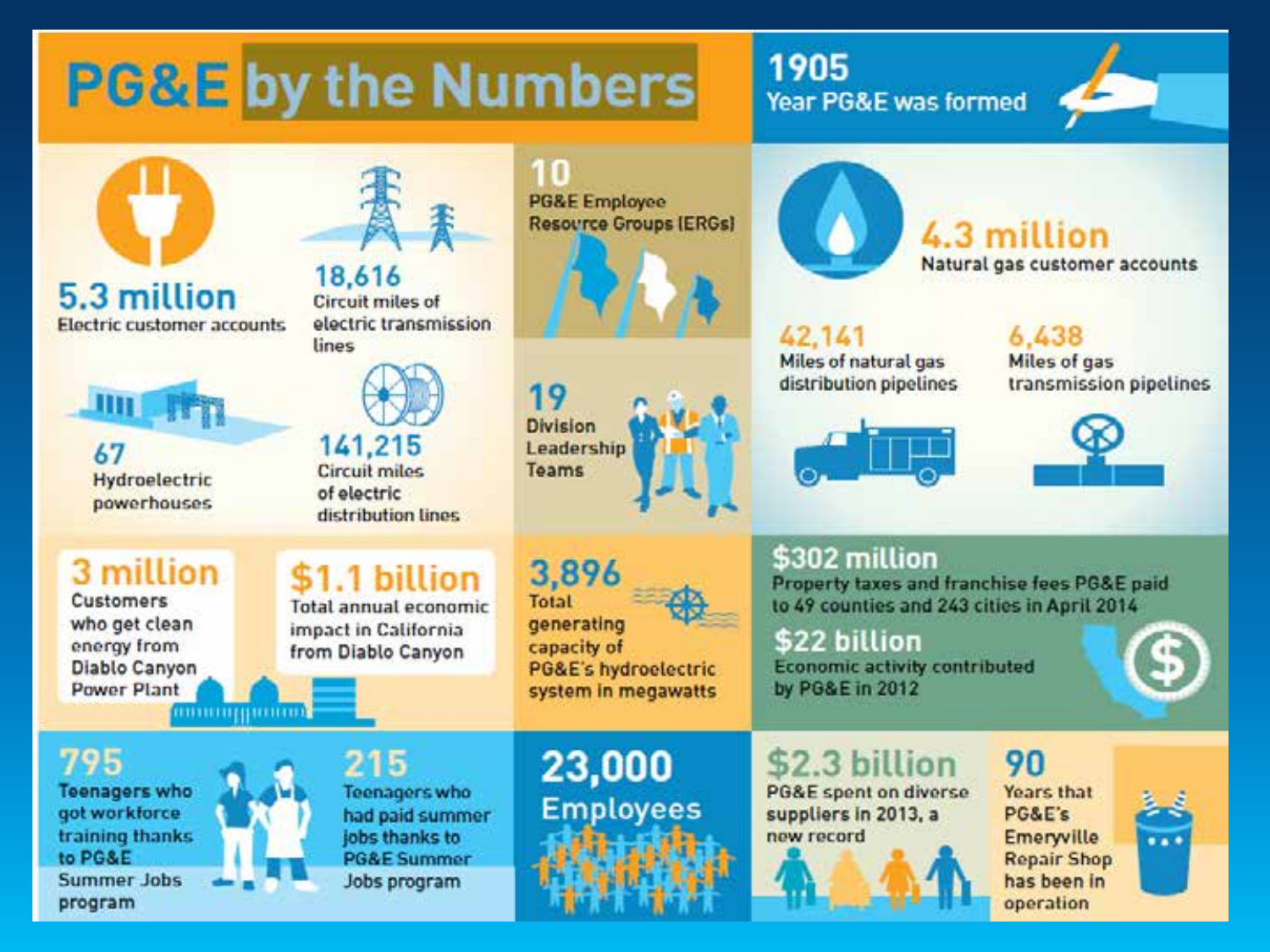# PG&E by the Numbers

**1905**
Year PG&E was formed

**5.3 million**
Electric customer accounts

**18,616**
Circuit miles of electric transmission lines

**67**
Hydroelectric powerhouses

**141,215**
Circuit miles of electric distribution lines

**10**
PG&E Employee Resource Groups (ERGs)

**19**
Division Leadership Teams

**4.3 million**
Natural gas customer accounts

**42,141**
Miles of natural gas distribution pipelines

**6,438**
Miles of gas transmission pipelines

**3 million**
Customers who get clean energy from Diablo Canyon Power Plant

**$1.1 billion**
Total annual economic impact in California from Diablo Canyon

**3,896**
Total generating capacity of PG&E's hydroelectric system in megawatts

**$302 million**
Property taxes and franchise fees PG&E paid to 49 counties and 243 cities in April 2014

**$22 billion**
Economic activity contributed by PG&E in 2012

**795**
Teenagers who got workforce training thanks to PG&E Summer Jobs program

**215**
Teenagers who had paid summer jobs thanks to PG&E Summer Jobs program

**23,000**
Employees

**$2.3 billion**
PG&E spent on diverse suppliers in 2013, a new record

**90**
Years that PG&E's Emeryville Repair Shop has been in operation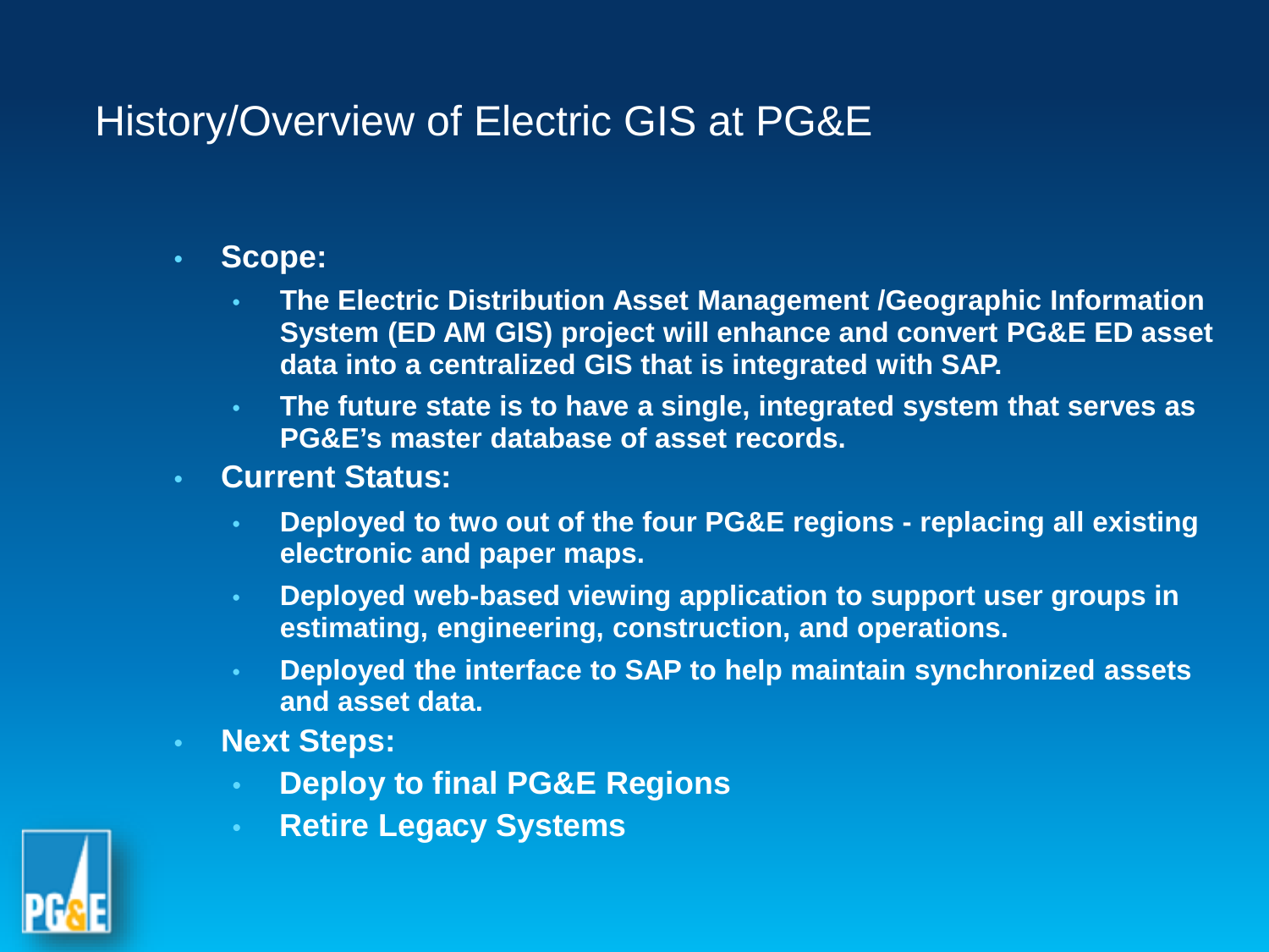# History/Overview of Electric GIS at PG&E

- **Scope:**
  - **The Electric Distribution Asset Management /Geographic Information System (ED AM GIS) project will enhance and convert PG&E ED asset data into a centralized GIS that is integrated with SAP.**
  - **The future state is to have a single, integrated system that serves as PG&E's master database of asset records.**
- **Current Status:**
  - **Deployed to two out of the four PG&E regions - replacing all existing electronic and paper maps.**
  - **Deployed web-based viewing application to support user groups in estimating, engineering, construction, and operations.**
  - **Deployed the interface to SAP to help maintain synchronized assets and asset data.**
- **Next Steps:**
  - **Deploy to final PG&E Regions**
  - **Retire Legacy Systems**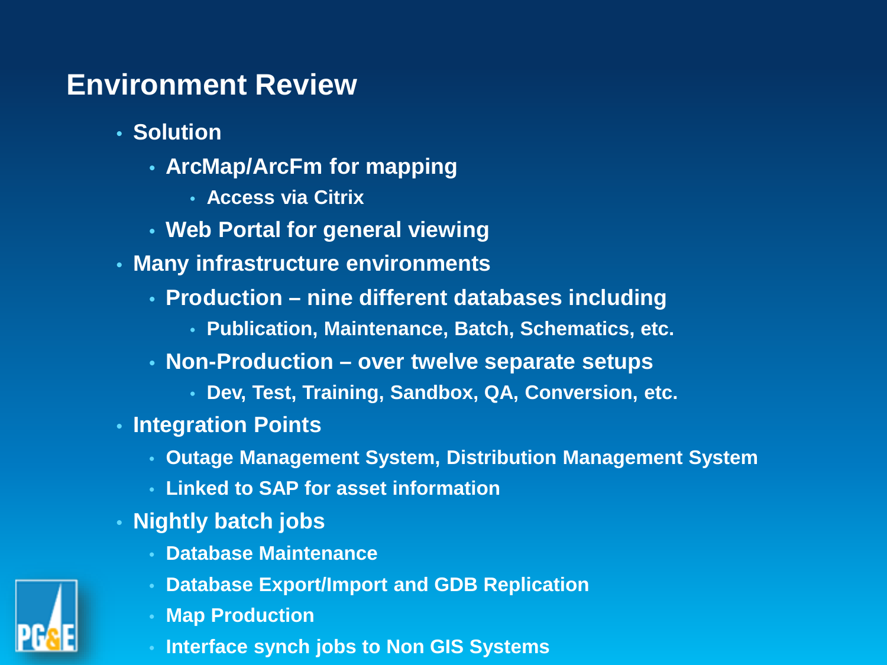# Environment Review

- Solution
  - ArcMap/ArcFm for mapping
    - Access via Citrix
  - Web Portal for general viewing
- Many infrastructure environments
  - Production – nine different databases including
    - Publication, Maintenance, Batch, Schematics, etc.
  - Non-Production – over twelve separate setups
    - Dev, Test, Training, Sandbox, QA, Conversion, etc.
- Integration Points
  - Outage Management System, Distribution Management System
  - Linked to SAP for asset information
- Nightly batch jobs
  - Database Maintenance
  - Database Export/Import and GDB Replication
  - Map Production
  - Interface synch jobs to Non GIS Systems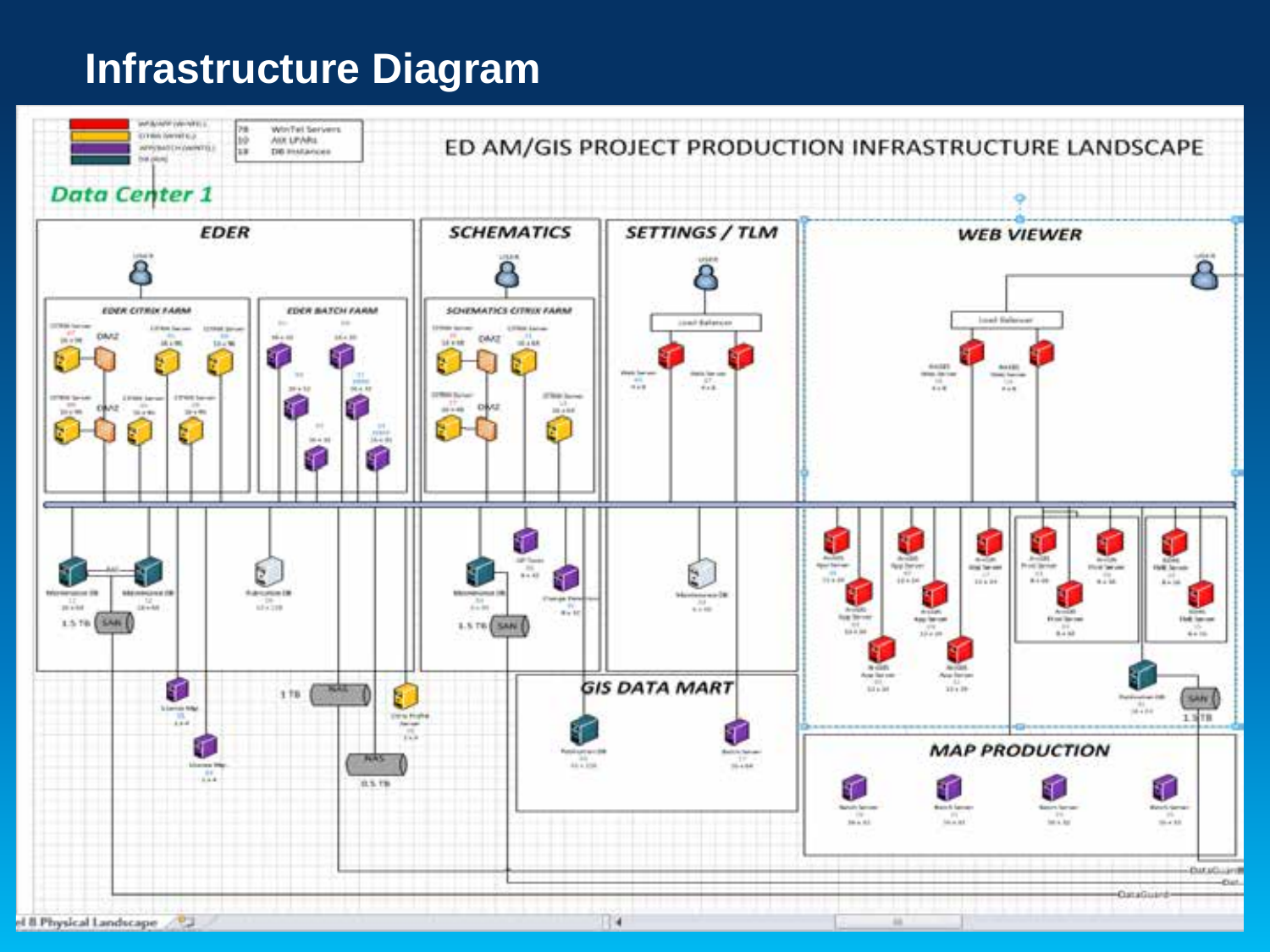# Infrastructure Diagram

ED AM/GIS PROJECT PRODUCTION INFRASTRUCTURE LANDSCAPE

Data Center 1

EDER

SCHEMATICS

SETTINGS / TLM

WEB VIEWER

GIS DATA MART

MAP PRODUCTION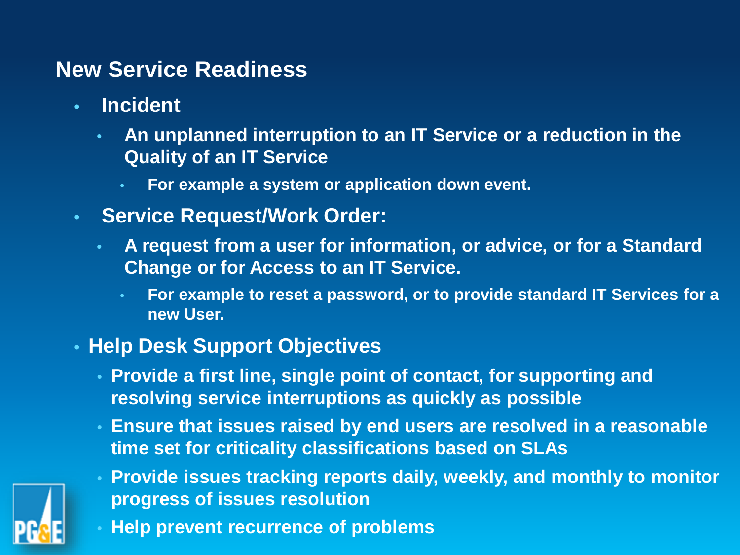## New Service Readiness

- **Incident**
  - **An unplanned interruption to an IT Service or a reduction in the Quality of an IT Service**
    - **For example a system or application down event.**
- **Service Request/Work Order:**
  - **A request from a user for information, or advice, or for a Standard Change or for Access to an IT Service.**
    - **For example to reset a password, or to provide standard IT Services for a new User.**
- **Help Desk Support Objectives**
  - **Provide a first line, single point of contact, for supporting and resolving service interruptions as quickly as possible**
  - **Ensure that issues raised by end users are resolved in a reasonable time set for criticality classifications based on SLAs**
  - **Provide issues tracking reports daily, weekly, and monthly to monitor progress of issues resolution**
  - **Help prevent recurrence of problems**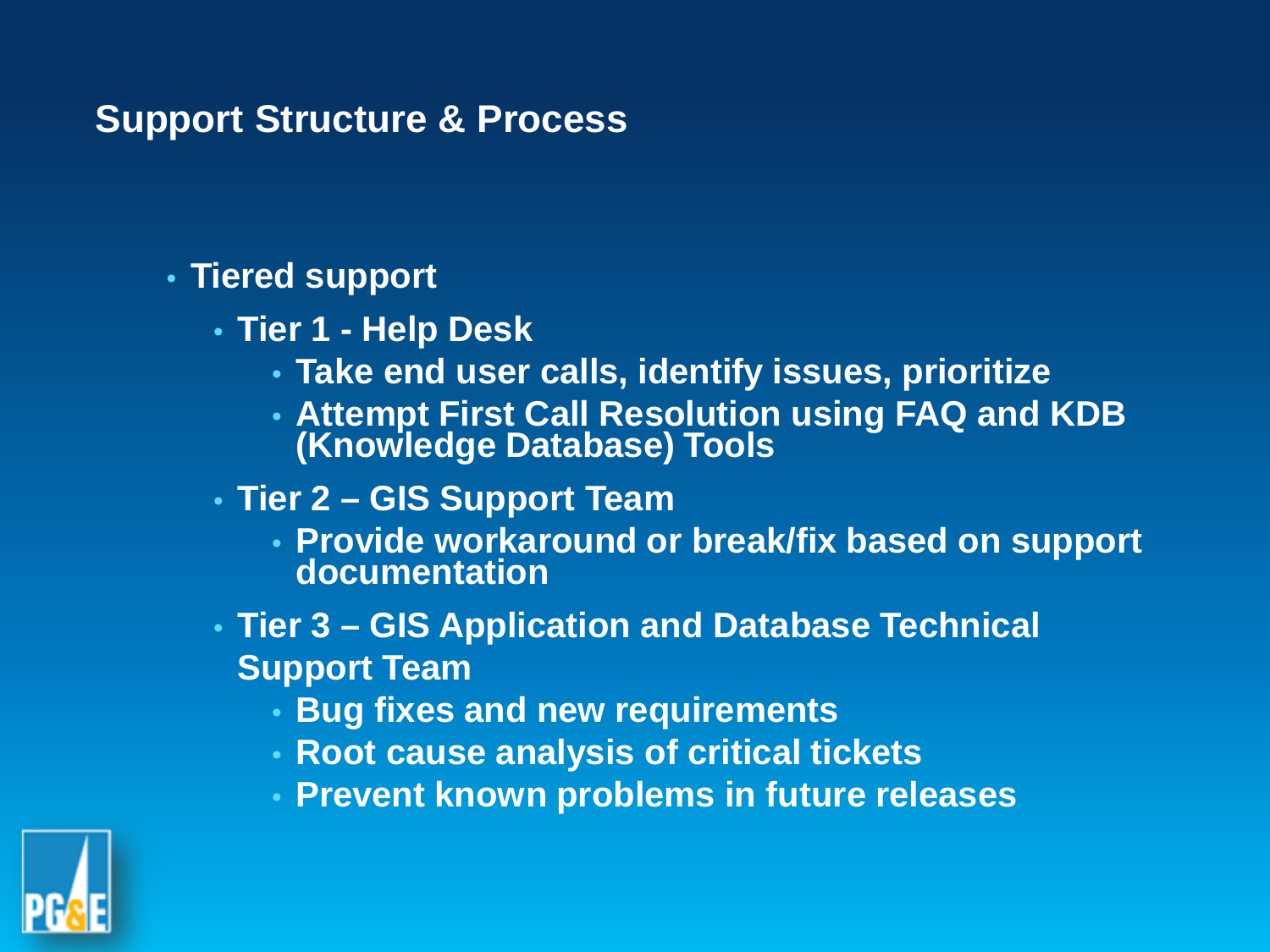## Support Structure & Process

- Tiered support
  - Tier 1 - Help Desk
    - Take end user calls, identify issues, prioritize
    - Attempt First Call Resolution using FAQ and KDB (Knowledge Database) Tools
  - Tier 2 – GIS Support Team
    - Provide workaround or break/fix based on support documentation
  - Tier 3 – GIS Application and Database Technical Support Team
    - Bug fixes and new requirements
    - Root cause analysis of critical tickets
    - Prevent known problems in future releases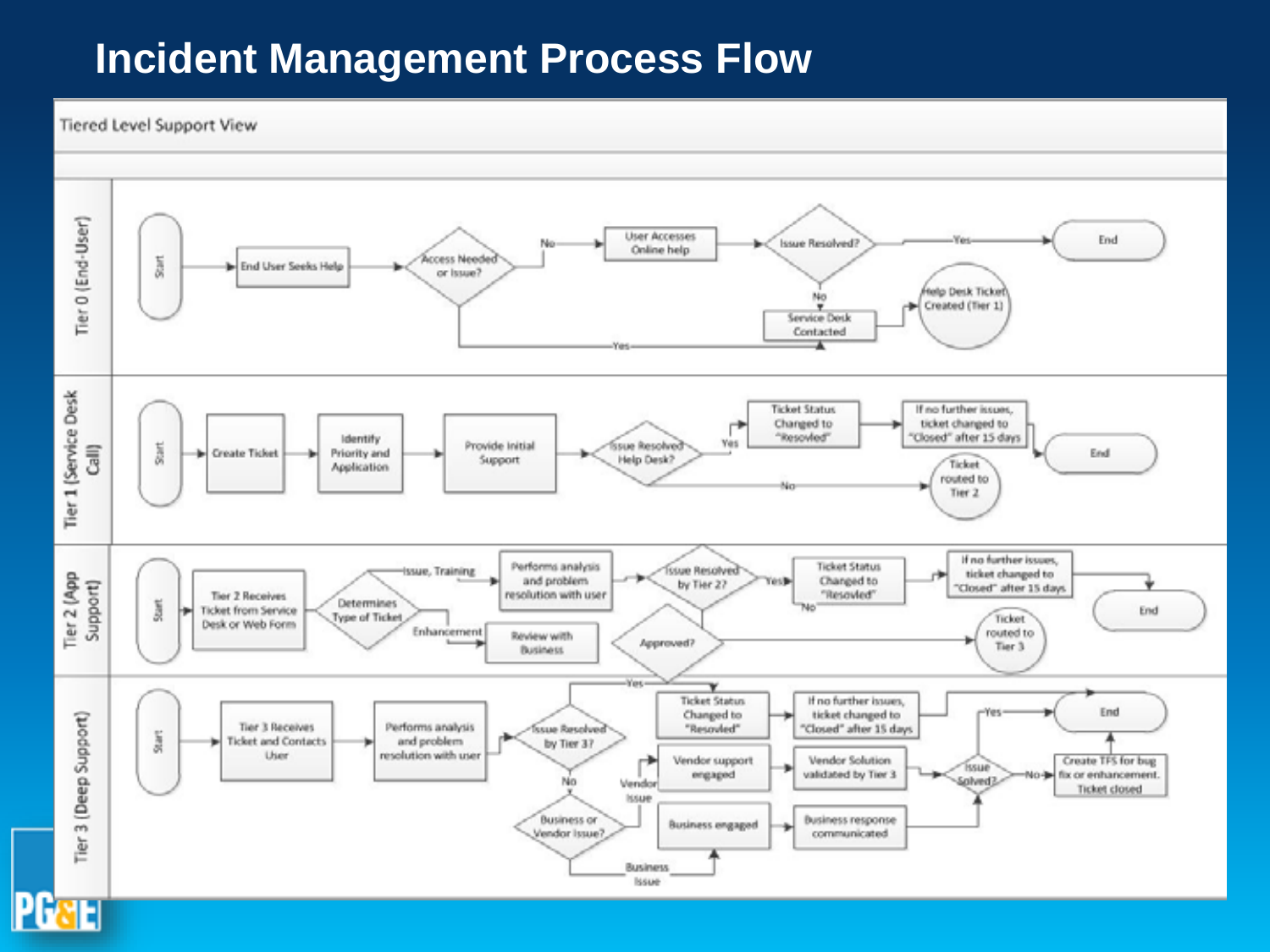# Incident Management Process Flow

Tiered Level Support View

## Tier 0 (End-User)

- Start
- End User Seeks Help
- Access Needed or Issue?
  - No → User Accesses Online help → Issue Resolved?
    - Yes → End
    - No → Service Desk Contacted → Help Desk Ticket Created (Tier 1)
  - Yes → Service Desk Contacted

## Tier 1 (Service Desk Call)

- Start
- Create Ticket
- Identify Priority and Application
- Provide Initial Support
- Issue Resolved Help Desk?
  - Yes → Ticket Status Changed to "Resovled" → If no further issues, ticket changed to "Closed" after 15 days → End
  - No → Ticket routed to Tier 2

## Tier 2 (App Support)

- Start
- Tier 2 Receives Ticket from Service Desk or Web Form
- Determines Type of Ticket
  - Issue, Training → Performs analysis and problem resolution with user → Issue Resolved by Tier 2?
    - Yes → Ticket Status Changed to "Resovled" → If no further issues, ticket changed to "Closed" after 15 days → End
    - No → Ticket routed to Tier 3
  - Enhancement → Review with Business → Approved?
    - Ticket routed to Tier 3
    - Yes → Ticket Status Changed to "Resovled"

## Tier 3 (Deep Support)

- Start
- Tier 3 Receives Ticket and Contacts User
- Performs analysis and problem resolution with user
- Issue Resolved by Tier 3?
  - Yes → Ticket Status Changed to "Resovled" → If no further issues, ticket changed to "Closed" after 15 days → End
  - No → Business or Vendor Issue?
    - Vendor Issue → Vendor support engaged → Vendor Solution validated by Tier 3 → Issue Solved?
    - Business Issue → Business engaged → Business response communicated → Issue Solved?
- Issue Solved?
  - Yes → End
  - No → Create TFS for bug fix or enhancement. Ticket closed → End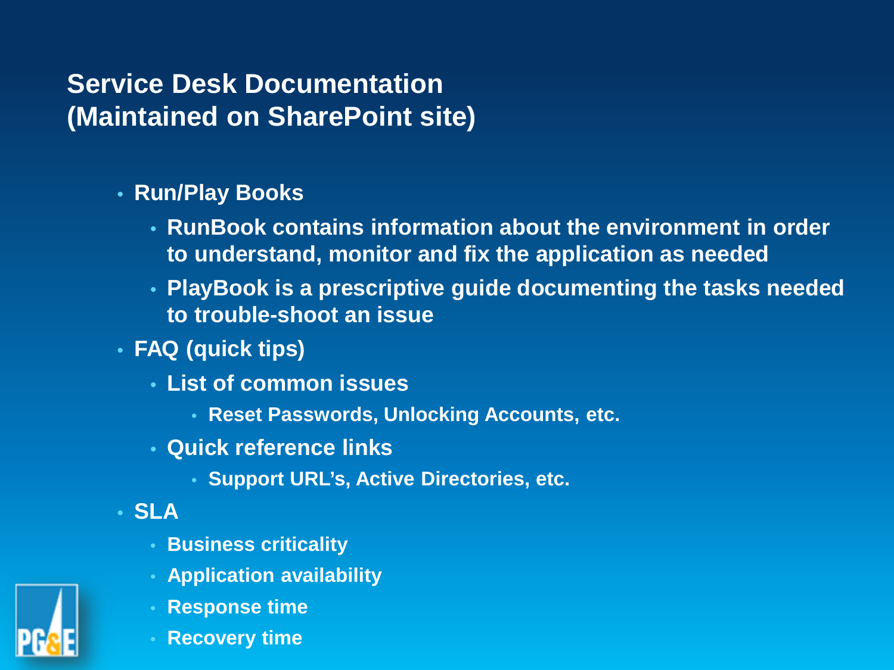## Service Desk Documentation (Maintained on SharePoint site)

- **Run/Play Books**
  - **RunBook contains information about the environment in order to understand, monitor and fix the application as needed**
  - **PlayBook is a prescriptive guide documenting the tasks needed to trouble-shoot an issue**
- **FAQ (quick tips)**
  - **List of common issues**
    - **Reset Passwords, Unlocking Accounts, etc.**
  - **Quick reference links**
    - **Support URL's, Active Directories, etc.**
- **SLA**
  - **Business criticality**
  - **Application availability**
  - **Response time**
  - **Recovery time**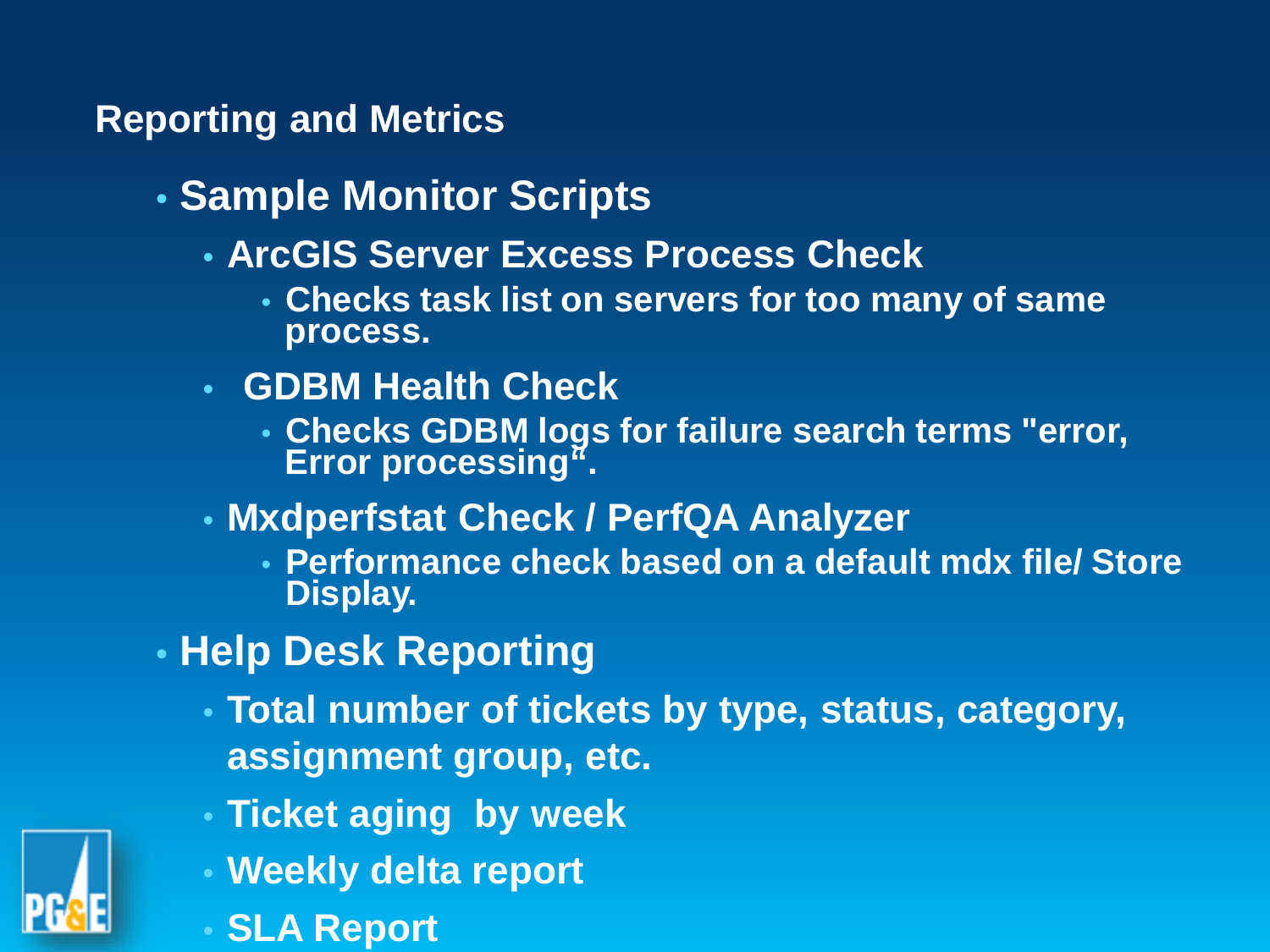## Reporting and Metrics

- Sample Monitor Scripts
  - ArcGIS Server Excess Process Check
    - Checks task list on servers for too many of same process.
  - GDBM Health Check
    - Checks GDBM logs for failure search terms "error, Error processing".
  - Mxdperfstat Check / PerfQA Analyzer
    - Performance check based on a default mdx file/ Store Display.
- Help Desk Reporting
  - Total number of tickets by type, status, category, assignment group, etc.
  - Ticket aging by week
  - Weekly delta report
  - SLA Report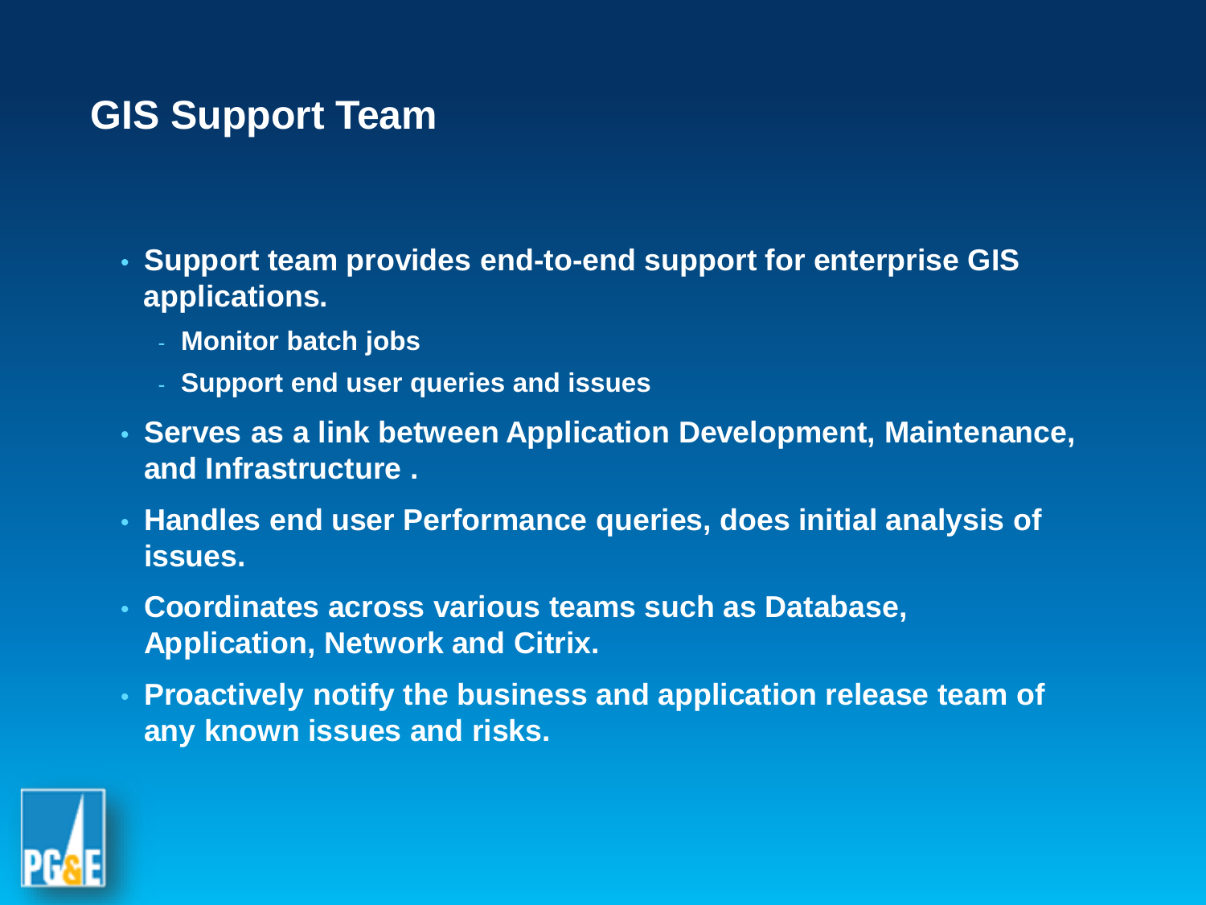# GIS Support Team

- Support team provides end-to-end support for enterprise GIS applications.
  - Monitor batch jobs
  - Support end user queries and issues
- Serves as a link between Application Development, Maintenance, and Infrastructure .
- Handles end user Performance queries, does initial analysis of issues.
- Coordinates across various teams such as Database, Application, Network and Citrix.
- Proactively notify the business and application release team of any known issues and risks.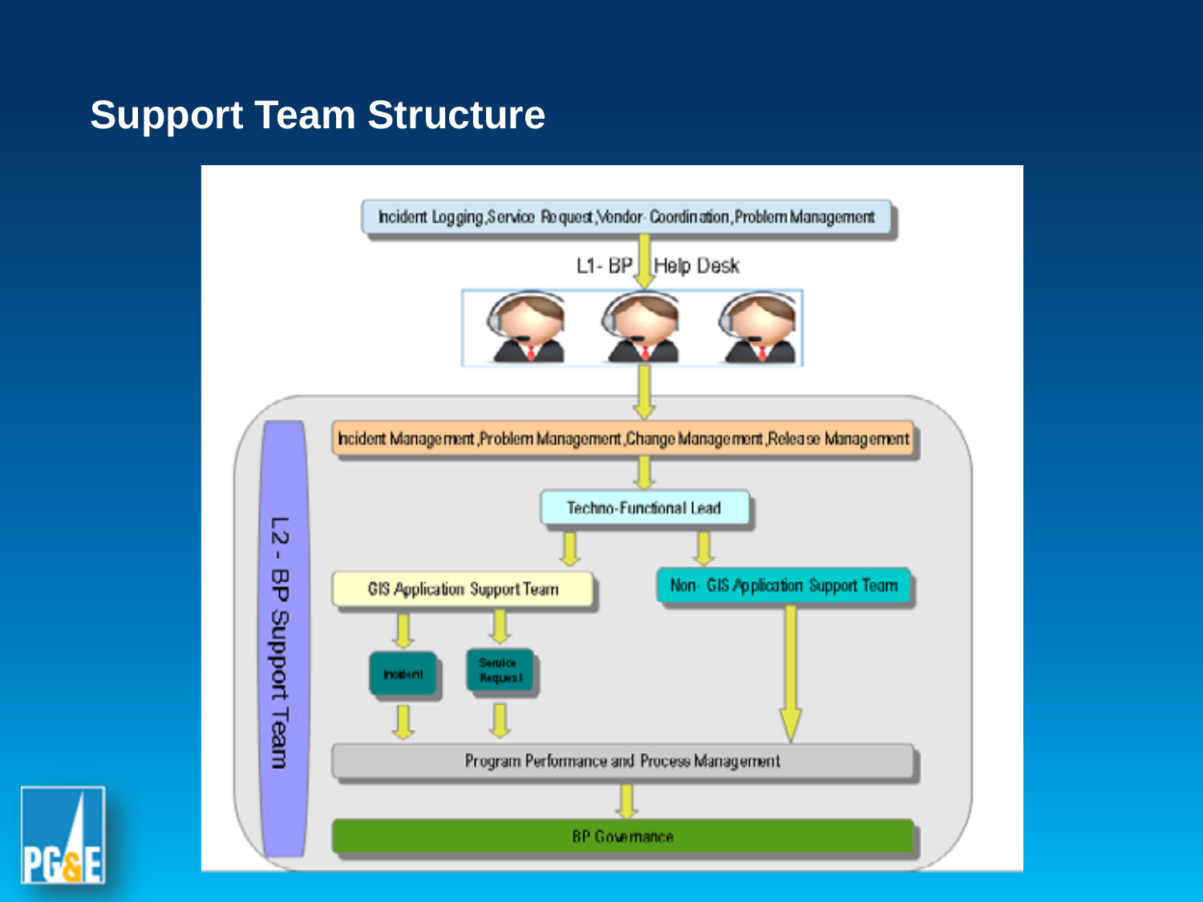# Support Team Structure

Incident Logging, Service Request, Vendor Coordination, Problem Management

L1- BP Help Desk

L2 - BP Support Team

Incident Management, Problem Management, Change Management, Release Management

Techno-Functional Lead

GIS Application Support Team

Non- GIS Application Support Team

Incident

Service Request

Program Performance and Process Management

BP Governance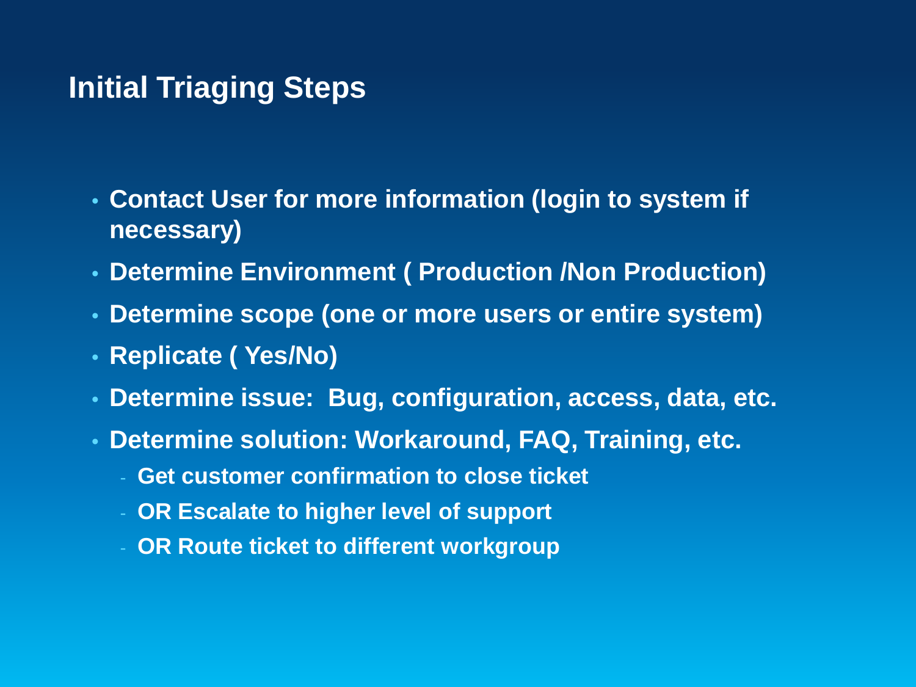# Initial Triaging Steps

- **Contact User for more information (login to system if necessary)**
- **Determine Environment ( Production /Non Production)**
- **Determine scope (one or more users or entire system)**
- **Replicate ( Yes/No)**
- **Determine issue:  Bug, configuration, access, data, etc.**
- **Determine solution: Workaround, FAQ, Training, etc.**
  - **Get customer confirmation to close ticket**
  - **OR Escalate to higher level of support**
  - **OR Route ticket to different workgroup**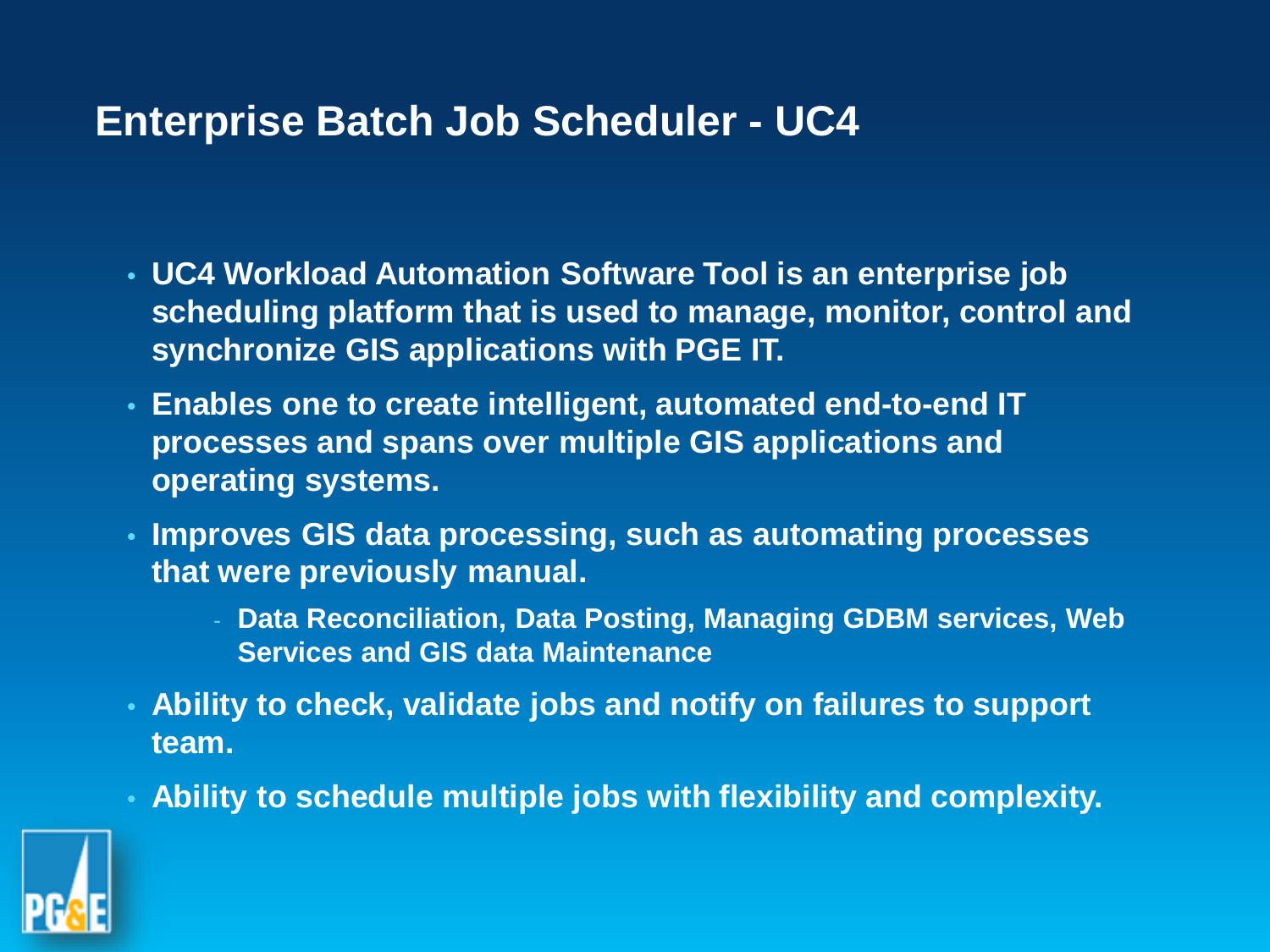# Enterprise Batch Job Scheduler - UC4

- UC4 Workload Automation Software Tool is an enterprise job scheduling platform that is used to manage, monitor, control and synchronize GIS applications with PGE IT.
- Enables one to create intelligent, automated end-to-end IT processes and spans over multiple GIS applications and operating systems.
- Improves GIS data processing, such as automating processes that were previously manual.
  - Data Reconciliation, Data Posting, Managing GDBM services, Web Services and GIS data Maintenance
- Ability to check, validate jobs and notify on failures to support team.
- Ability to schedule multiple jobs with flexibility and complexity.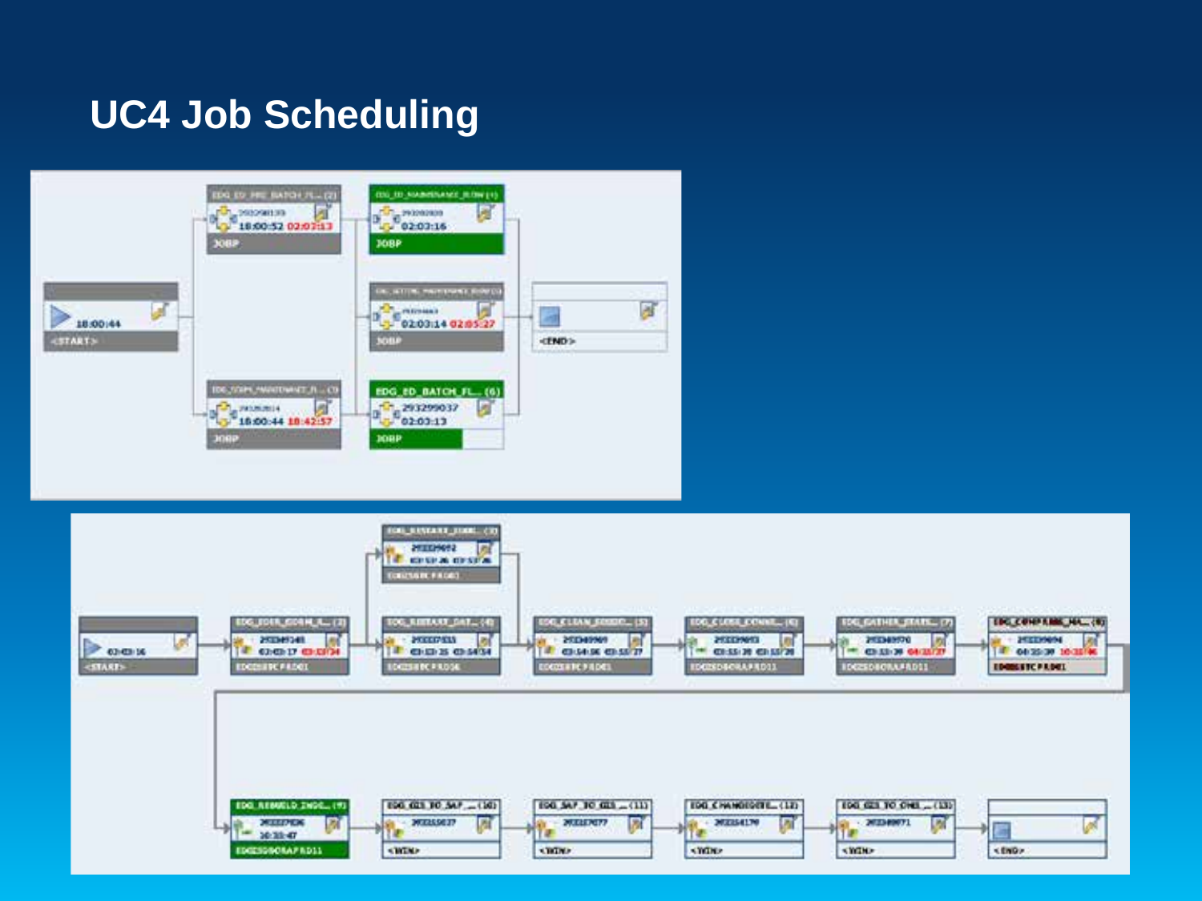# UC4 Job Scheduling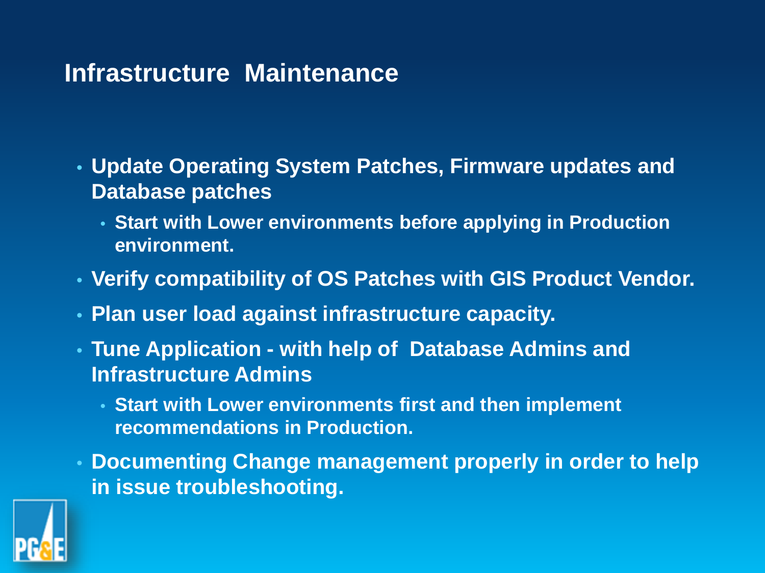# Infrastructure Maintenance

- **Update Operating System Patches, Firmware updates and Database patches**
  - **Start with Lower environments before applying in Production environment.**
- **Verify compatibility of OS Patches with GIS Product Vendor.**
- **Plan user load against infrastructure capacity.**
- **Tune Application - with help of Database Admins and Infrastructure Admins**
  - **Start with Lower environments first and then implement recommendations in Production.**
- **Documenting Change management properly in order to help in issue troubleshooting.**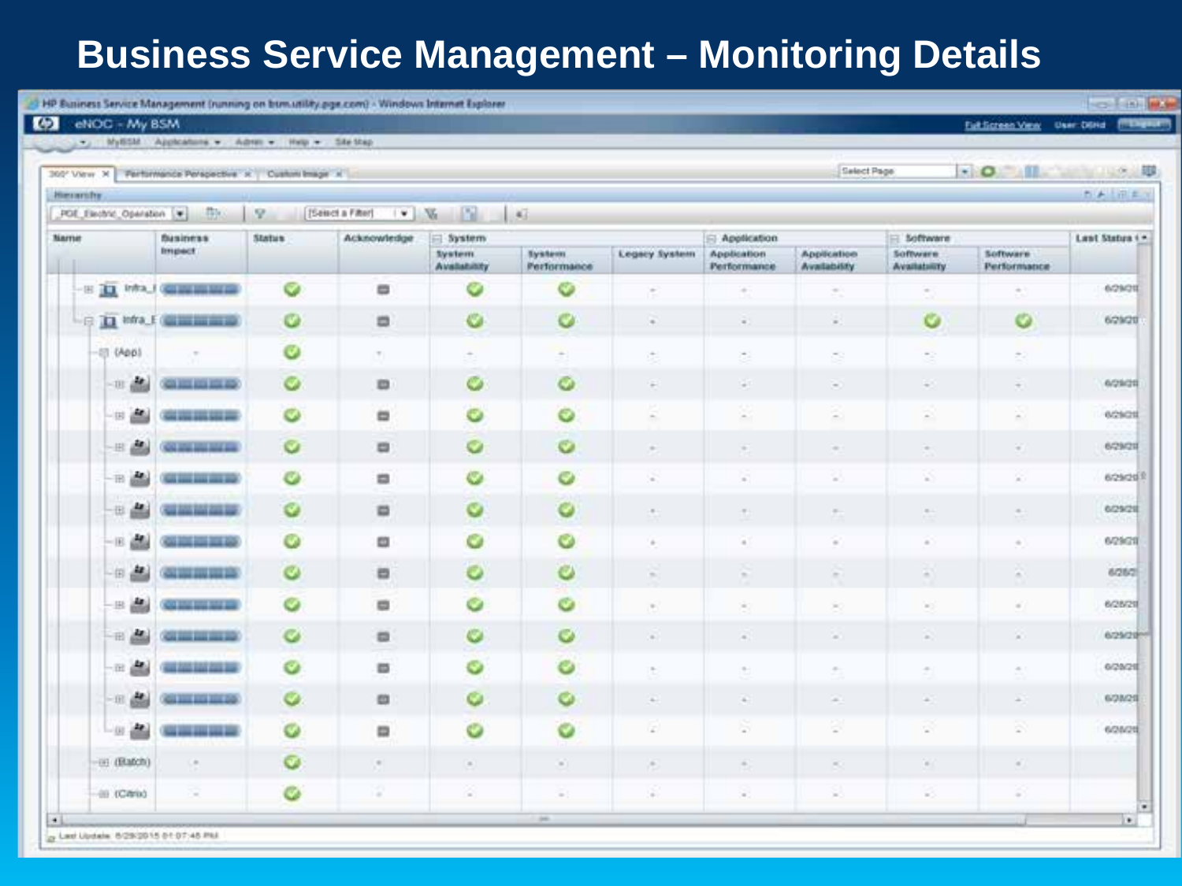# Business Service Management – Monitoring Details

HP Business Service Management (running on bsm.utility.pge.com) - Windows Internet Explorer

eNOC - My BSM

MyBSM | Applications | Admin | Help | Site Map

360° View | Performance Perspective | Custom Image

Hierarchy

PGE_Electric_Operation

| Name | Business Impact | Status | Acknowledge | System | | | Application | | Software | | Last Status |
|---|---|---|---|---|---|---|---|---|---|---|---|
| | | | | System Availability | System Performance | Legacy System | Application Performance | Application Availability | Software Availability | Software Performance | |
| Infra_I | | ✓ | ■ | ✓ | ✓ | - | - | - | - | - | 6/29/20 |
| Infra_I | | ✓ | ■ | ✓ | ✓ | - | - | - | ✓ | ✓ | 6/29/20 |
| (App) | - | ✓ | - | - | - | - | - | - | - | - | |
| | | ✓ | ■ | ✓ | ✓ | - | - | - | - | - | 6/29/20 |
| | | ✓ | ■ | ✓ | ✓ | - | - | - | - | - | 6/29/20 |
| | | ✓ | ■ | ✓ | ✓ | - | - | - | - | - | 6/29/20 |
| | | ✓ | ■ | ✓ | ✓ | - | - | - | - | - | 6/29/20 |
| | | ✓ | ■ | ✓ | ✓ | - | - | - | - | - | 6/29/20 |
| | | ✓ | ■ | ✓ | ✓ | - | - | - | - | - | 6/29/20 |
| | | ✓ | ■ | ✓ | ✓ | - | - | - | - | - | 6/28/2 |
| | | ✓ | ■ | ✓ | ✓ | - | - | - | - | - | 6/28/20 |
| | | ✓ | ■ | ✓ | ✓ | - | - | - | - | - | 6/29/20 |
| | | ✓ | ■ | ✓ | ✓ | - | - | - | - | - | 6/28/20 |
| | | ✓ | ■ | ✓ | ✓ | - | - | - | - | - | 6/28/20 |
| | | ✓ | ■ | ✓ | ✓ | - | - | - | - | - | 6/28/20 |
| (Batch) | - | ✓ | - | - | - | - | - | - | - | - | |
| (Citrix) | - | ✓ | - | - | - | - | - | - | - | - | |

Last Update: 6/29/2015 01:07:45 PM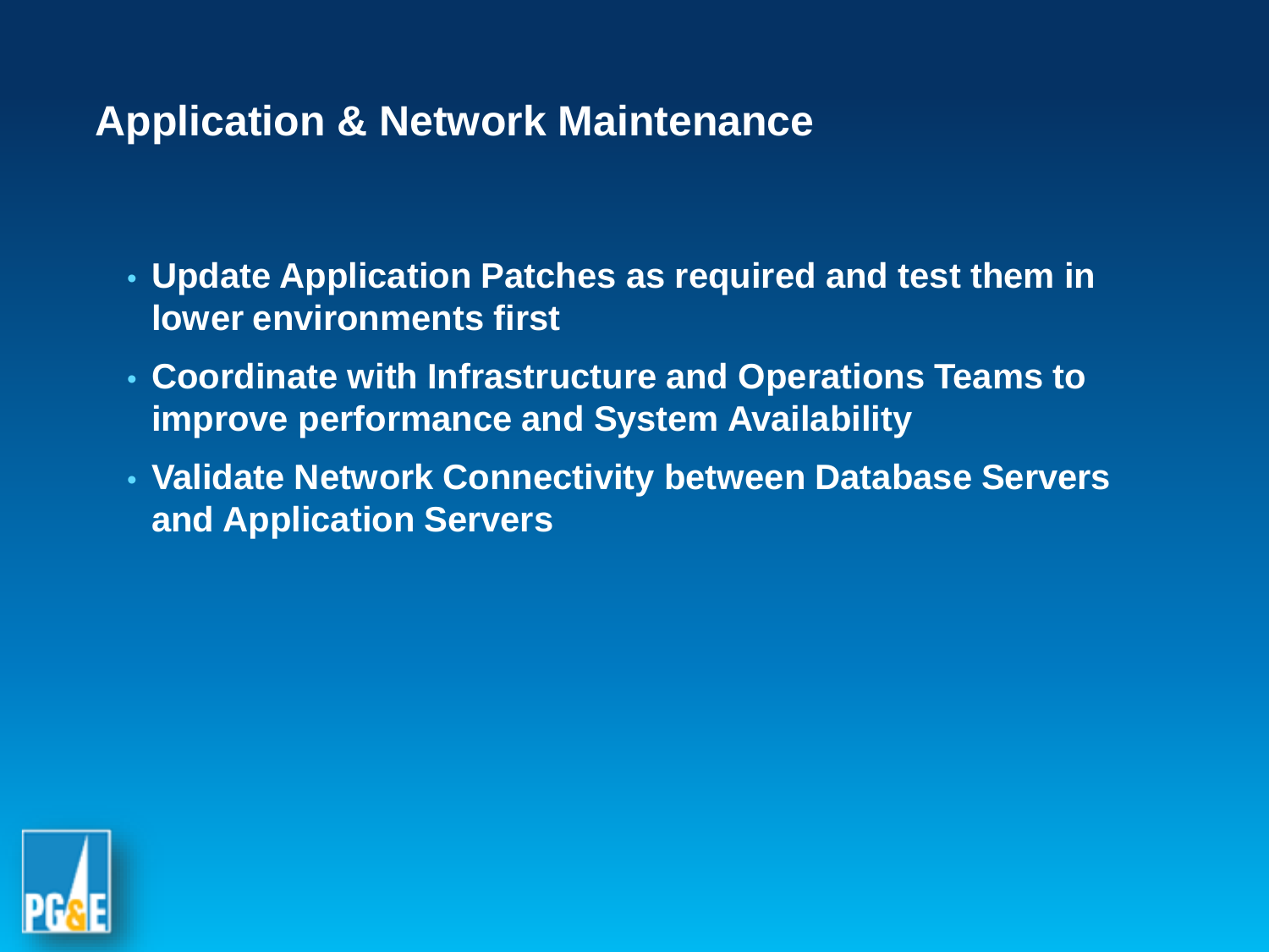## Application & Network Maintenance

- **Update Application Patches as required and test them in lower environments first**
- **Coordinate with Infrastructure and Operations Teams to improve performance and System Availability**
- **Validate Network Connectivity between Database Servers and Application Servers**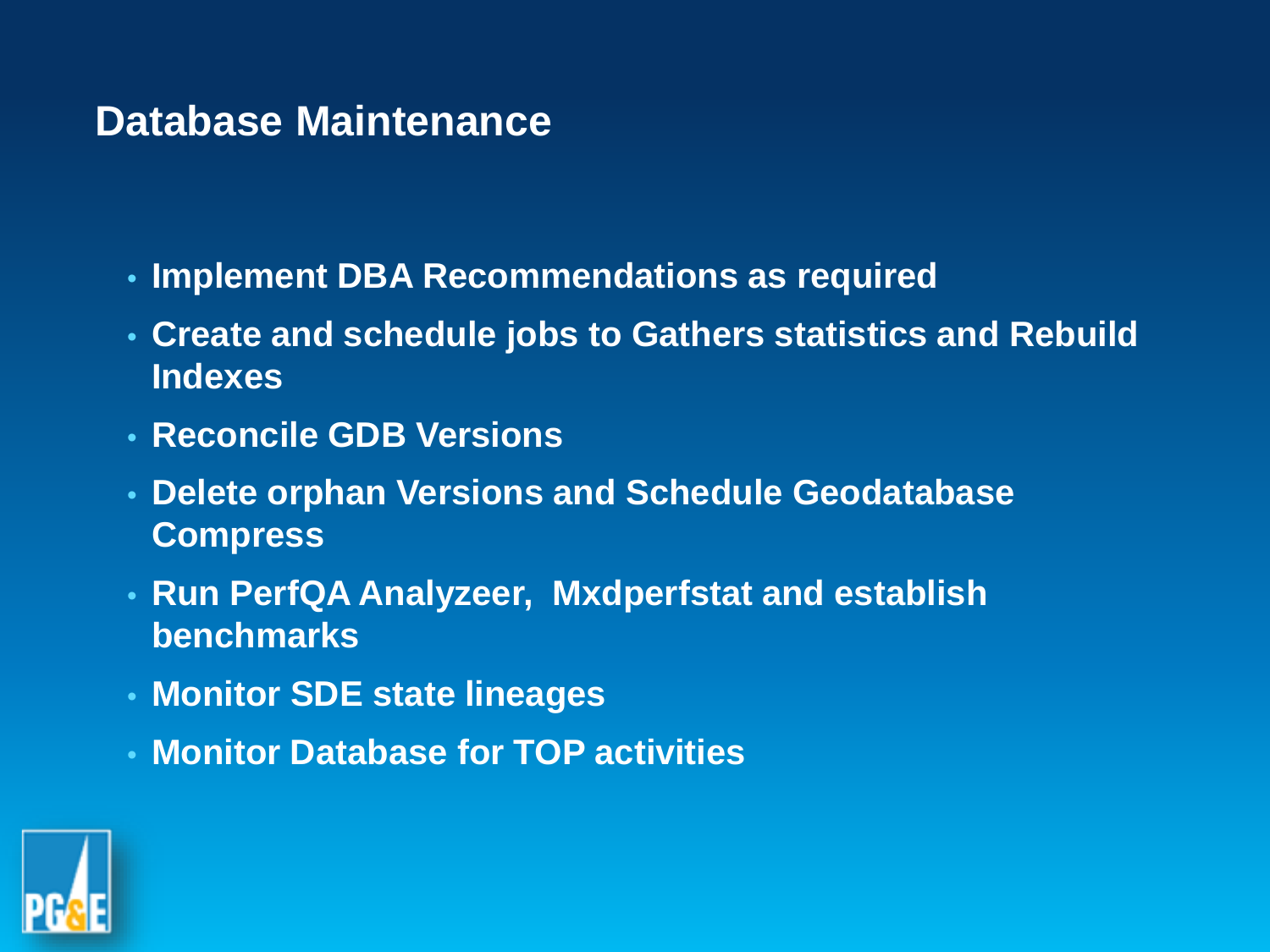# Database Maintenance

- Implement DBA Recommendations as required
- Create and schedule jobs to Gathers statistics and Rebuild Indexes
- Reconcile GDB Versions
- Delete orphan Versions and Schedule Geodatabase Compress
- Run PerfQA Analyzeer,  Mxdperfstat and establish benchmarks
- Monitor SDE state lineages
- Monitor Database for TOP activities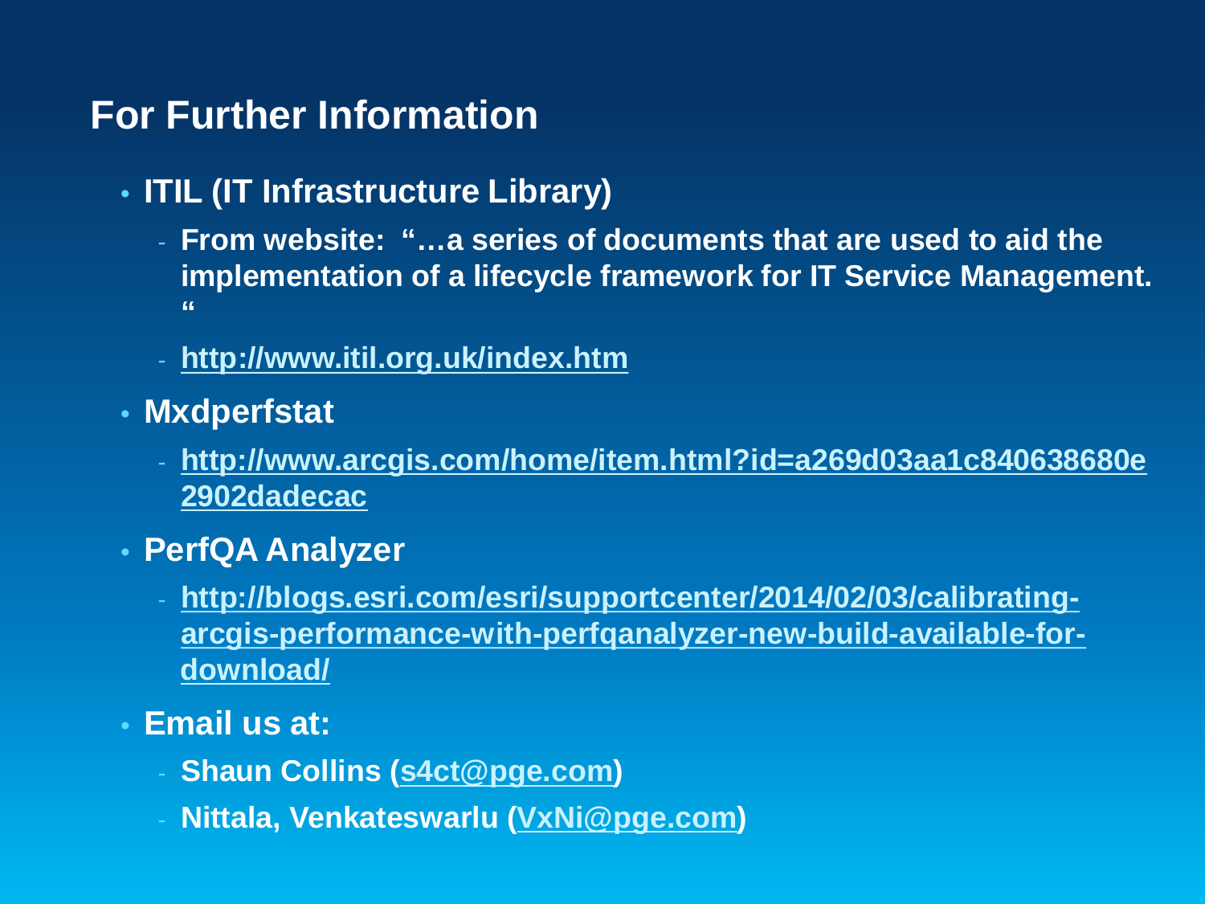## For Further Information

- **ITIL (IT Infrastructure Library)**
  - **From website: "…a series of documents that are used to aid the implementation of a lifecycle framework for IT Service Management. "**
  - **http://www.itil.org.uk/index.htm**
- **Mxdperfstat**
  - **http://www.arcgis.com/home/item.html?id=a269d03aa1c840638680e2902dadecac**
- **PerfQA Analyzer**
  - **http://blogs.esri.com/esri/supportcenter/2014/02/03/calibrating-arcgis-performance-with-perfqanalyzer-new-build-available-for-download/**
- **Email us at:**
  - **Shaun Collins (s4ct@pge.com)**
  - **Nittala, Venkateswarlu (VxNi@pge.com)**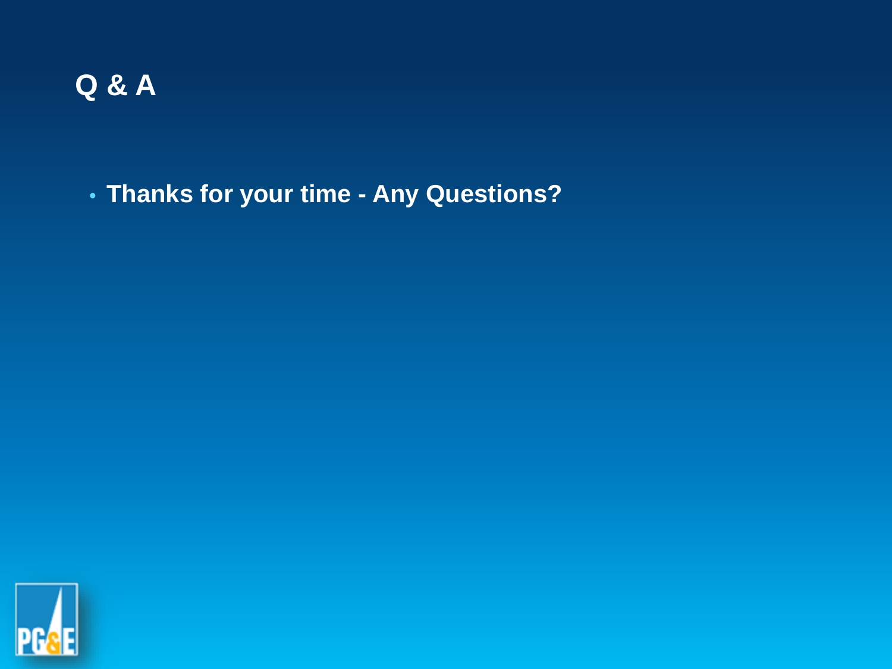# Q & A

- Thanks for your time - Any Questions?